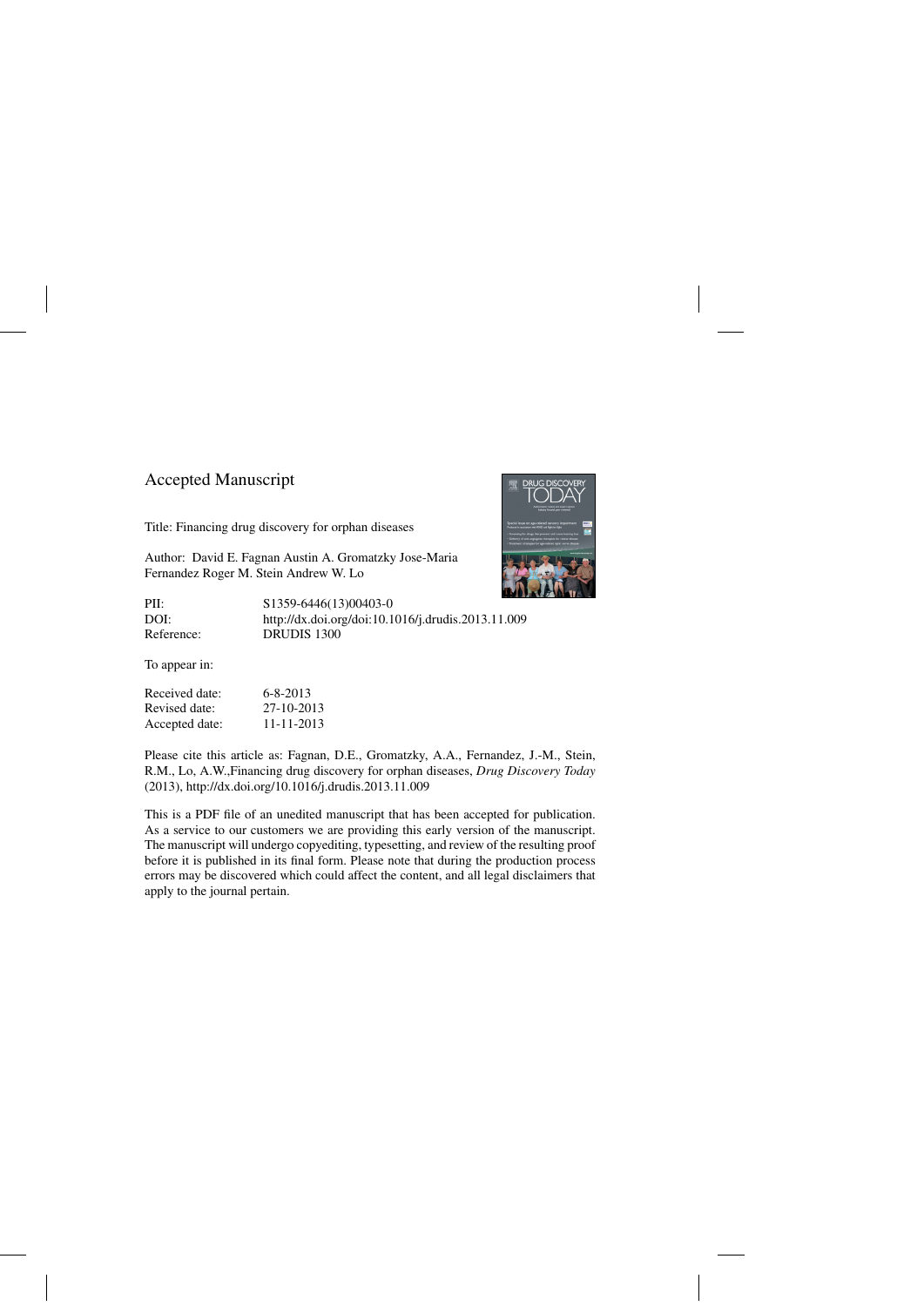Accepted Manuscript

Title: Financing drug discovery for orphan diseases

Author: David E. Fagnan Austin A. Gromatzky Jose-Maria Fernandez Roger M. Stein Andrew W. Lo

| | |
|---|---|
| PII: | S1359-6446(13)00403-0 |
| DOI: | http://dx.doi.org/doi:10.1016/j.drudis.2013.11.009 |
| Reference: | DRUDIS 1300 |

To appear in:

| | |
|---|---|
| Received date: | 6-8-2013 |
| Revised date: | 27-10-2013 |
| Accepted date: | 11-11-2013 |

Please cite this article as: Fagnan, D.E., Gromatzky, A.A., Fernandez, J.-M., Stein, R.M., Lo, A.W.,Financing drug discovery for orphan diseases, *Drug Discovery Today* (2013), http://dx.doi.org/10.1016/j.drudis.2013.11.009

This is a PDF file of an unedited manuscript that has been accepted for publication. As a service to our customers we are providing this early version of the manuscript. The manuscript will undergo copyediting, typesetting, and review of the resulting proof before it is published in its final form. Please note that during the production process errors may be discovered which could affect the content, and all legal disclaimers that apply to the journal pertain.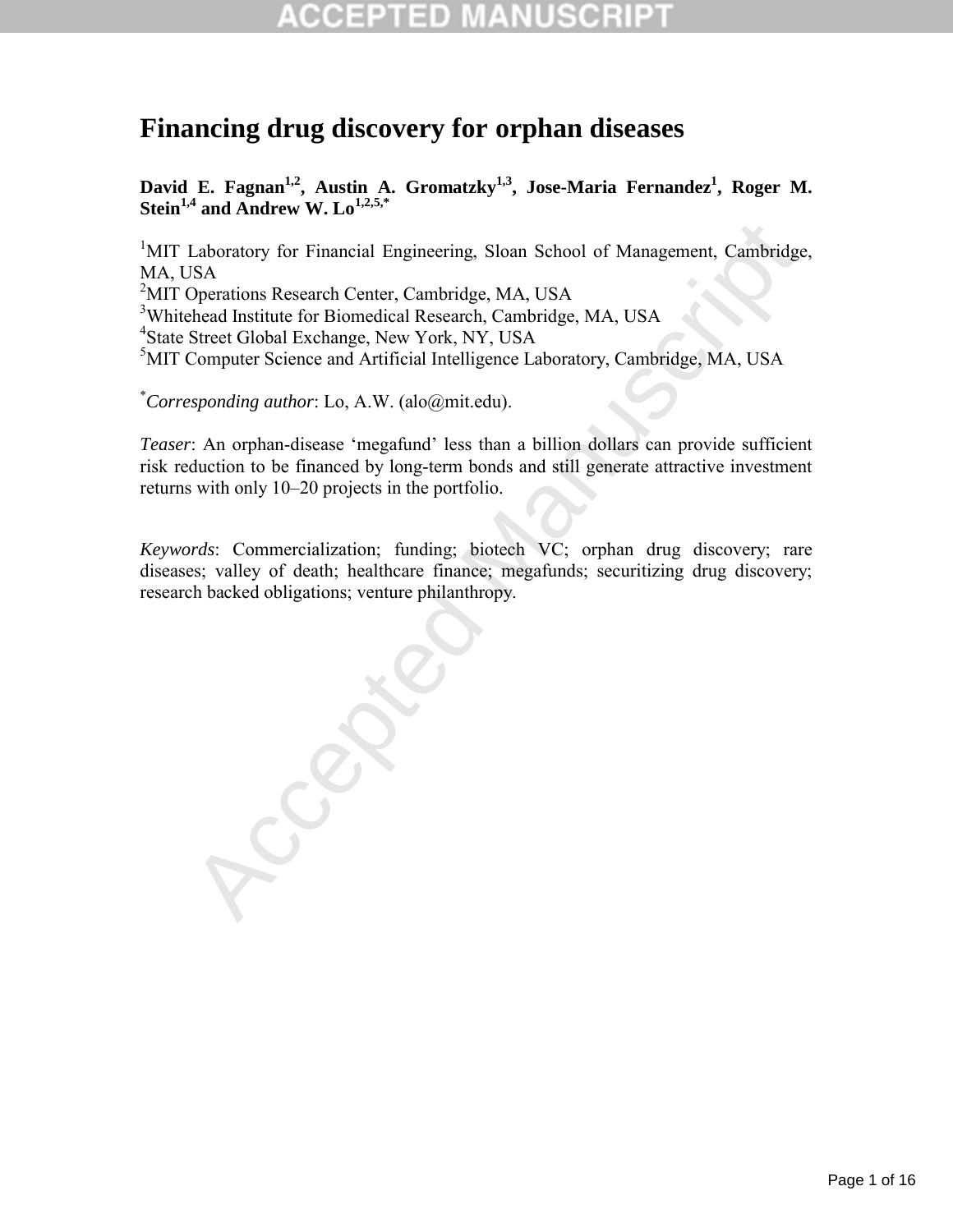# Financing drug discovery for orphan diseases

**David E. Fagnan[1,2], Austin A. Gromatzky[1,3], Jose-Maria Fernandez[1], Roger M. Stein[1,4] and Andrew W. Lo[1,2,5,*]**

[1]MIT Laboratory for Financial Engineering, Sloan School of Management, Cambridge, MA, USA
[2]MIT Operations Research Center, Cambridge, MA, USA
[3]Whitehead Institute for Biomedical Research, Cambridge, MA, USA
[4]State Street Global Exchange, New York, NY, USA
[5]MIT Computer Science and Artificial Intelligence Laboratory, Cambridge, MA, USA

[*]*Corresponding author*: Lo, A.W. (alo@mit.edu).

*Teaser*: An orphan-disease 'megafund' less than a billion dollars can provide sufficient risk reduction to be financed by long-term bonds and still generate attractive investment returns with only 10–20 projects in the portfolio.

*Keywords*: Commercialization; funding; biotech VC; orphan drug discovery; rare diseases; valley of death; healthcare finance; megafunds; securitizing drug discovery; research backed obligations; venture philanthropy.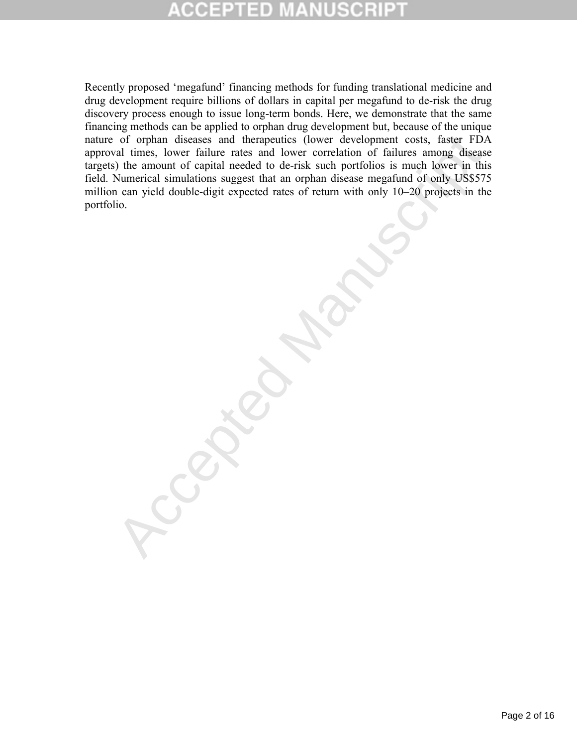Recently proposed ‘megafund’ financing methods for funding translational medicine and drug development require billions of dollars in capital per megafund to de-risk the drug discovery process enough to issue long-term bonds. Here, we demonstrate that the same financing methods can be applied to orphan drug development but, because of the unique nature of orphan diseases and therapeutics (lower development costs, faster FDA approval times, lower failure rates and lower correlation of failures among disease targets) the amount of capital needed to de-risk such portfolios is much lower in this field. Numerical simulations suggest that an orphan disease megafund of only US$575 million can yield double-digit expected rates of return with only 10–20 projects in the portfolio.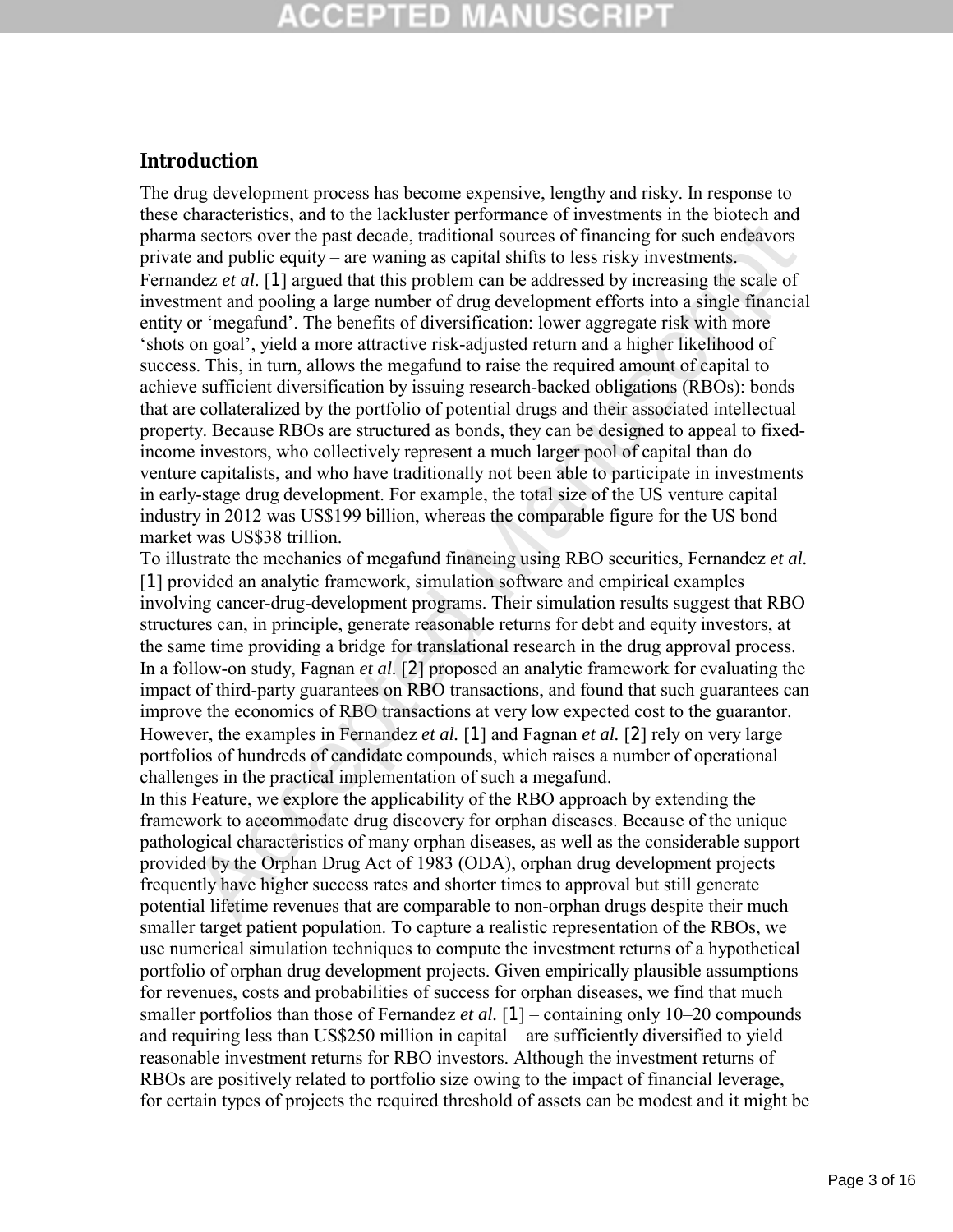## Introduction

The drug development process has become expensive, lengthy and risky. In response to these characteristics, and to the lackluster performance of investments in the biotech and pharma sectors over the past decade, traditional sources of financing for such endeavors – private and public equity – are waning as capital shifts to less risky investments. Fernandez *et al.* [1] argued that this problem can be addressed by increasing the scale of investment and pooling a large number of drug development efforts into a single financial entity or 'megafund'. The benefits of diversification: lower aggregate risk with more 'shots on goal', yield a more attractive risk-adjusted return and a higher likelihood of success. This, in turn, allows the megafund to raise the required amount of capital to achieve sufficient diversification by issuing research-backed obligations (RBOs): bonds that are collateralized by the portfolio of potential drugs and their associated intellectual property. Because RBOs are structured as bonds, they can be designed to appeal to fixed-income investors, who collectively represent a much larger pool of capital than do venture capitalists, and who have traditionally not been able to participate in investments in early-stage drug development. For example, the total size of the US venture capital industry in 2012 was US$199 billion, whereas the comparable figure for the US bond market was US$38 trillion.

To illustrate the mechanics of megafund financing using RBO securities, Fernandez *et al.* [1] provided an analytic framework, simulation software and empirical examples involving cancer-drug-development programs. Their simulation results suggest that RBO structures can, in principle, generate reasonable returns for debt and equity investors, at the same time providing a bridge for translational research in the drug approval process. In a follow-on study, Fagnan *et al.* [2] proposed an analytic framework for evaluating the impact of third-party guarantees on RBO transactions, and found that such guarantees can improve the economics of RBO transactions at very low expected cost to the guarantor. However, the examples in Fernandez *et al.* [1] and Fagnan *et al.* [2] rely on very large portfolios of hundreds of candidate compounds, which raises a number of operational challenges in the practical implementation of such a megafund.

In this Feature, we explore the applicability of the RBO approach by extending the framework to accommodate drug discovery for orphan diseases. Because of the unique pathological characteristics of many orphan diseases, as well as the considerable support provided by the Orphan Drug Act of 1983 (ODA), orphan drug development projects frequently have higher success rates and shorter times to approval but still generate potential lifetime revenues that are comparable to non-orphan drugs despite their much smaller target patient population. To capture a realistic representation of the RBOs, we use numerical simulation techniques to compute the investment returns of a hypothetical portfolio of orphan drug development projects. Given empirically plausible assumptions for revenues, costs and probabilities of success for orphan diseases, we find that much smaller portfolios than those of Fernandez *et al.* [1] – containing only 10–20 compounds and requiring less than US$250 million in capital – are sufficiently diversified to yield reasonable investment returns for RBO investors. Although the investment returns of RBOs are positively related to portfolio size owing to the impact of financial leverage, for certain types of projects the required threshold of assets can be modest and it might be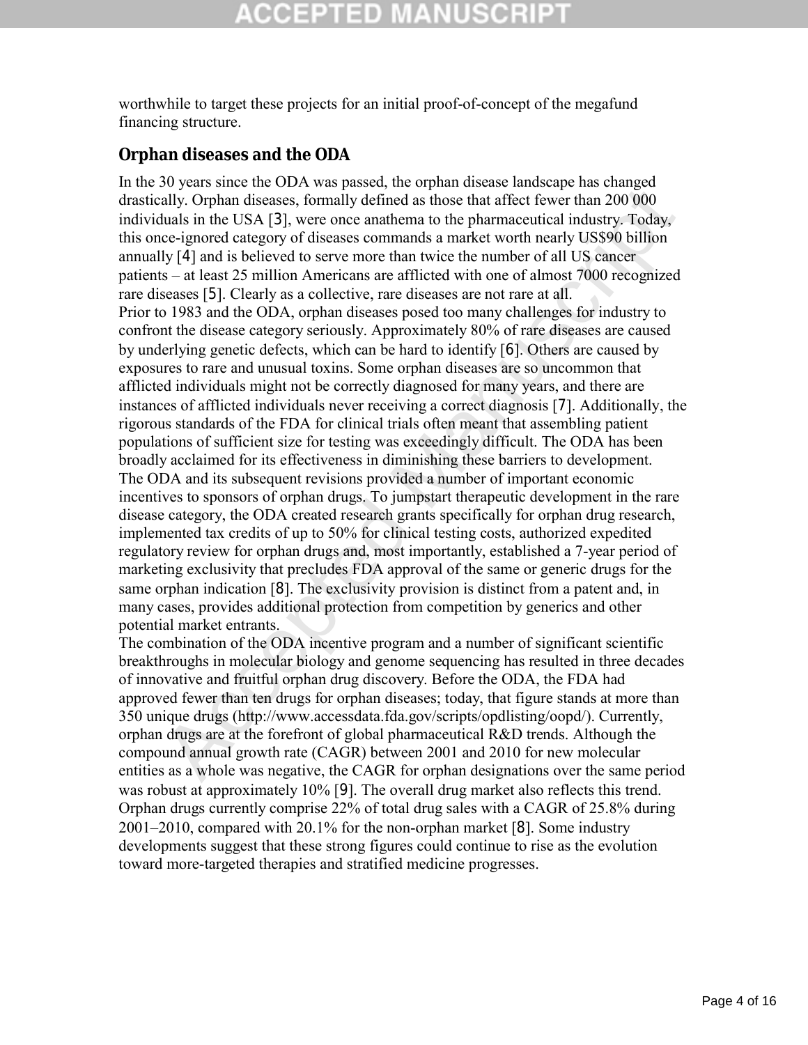worthwhile to target these projects for an initial proof-of-concept of the megafund financing structure.

## Orphan diseases and the ODA

In the 30 years since the ODA was passed, the orphan disease landscape has changed drastically. Orphan diseases, formally defined as those that affect fewer than 200 000 individuals in the USA [3], were once anathema to the pharmaceutical industry. Today, this once-ignored category of diseases commands a market worth nearly US$90 billion annually [4] and is believed to serve more than twice the number of all US cancer patients – at least 25 million Americans are afflicted with one of almost 7000 recognized rare diseases [5]. Clearly as a collective, rare diseases are not rare at all.

Prior to 1983 and the ODA, orphan diseases posed too many challenges for industry to confront the disease category seriously. Approximately 80% of rare diseases are caused by underlying genetic defects, which can be hard to identify [6]. Others are caused by exposures to rare and unusual toxins. Some orphan diseases are so uncommon that afflicted individuals might not be correctly diagnosed for many years, and there are instances of afflicted individuals never receiving a correct diagnosis [7]. Additionally, the rigorous standards of the FDA for clinical trials often meant that assembling patient populations of sufficient size for testing was exceedingly difficult. The ODA has been broadly acclaimed for its effectiveness in diminishing these barriers to development.

The ODA and its subsequent revisions provided a number of important economic incentives to sponsors of orphan drugs. To jumpstart therapeutic development in the rare disease category, the ODA created research grants specifically for orphan drug research, implemented tax credits of up to 50% for clinical testing costs, authorized expedited regulatory review for orphan drugs and, most importantly, established a 7-year period of marketing exclusivity that precludes FDA approval of the same or generic drugs for the same orphan indication [8]. The exclusivity provision is distinct from a patent and, in many cases, provides additional protection from competition by generics and other potential market entrants.

The combination of the ODA incentive program and a number of significant scientific breakthroughs in molecular biology and genome sequencing has resulted in three decades of innovative and fruitful orphan drug discovery. Before the ODA, the FDA had approved fewer than ten drugs for orphan diseases; today, that figure stands at more than 350 unique drugs (http://www.accessdata.fda.gov/scripts/opdlisting/oopd/). Currently, orphan drugs are at the forefront of global pharmaceutical R&D trends. Although the compound annual growth rate (CAGR) between 2001 and 2010 for new molecular entities as a whole was negative, the CAGR for orphan designations over the same period was robust at approximately 10% [9]. The overall drug market also reflects this trend. Orphan drugs currently comprise 22% of total drug sales with a CAGR of 25.8% during 2001–2010, compared with 20.1% for the non-orphan market [8]. Some industry developments suggest that these strong figures could continue to rise as the evolution toward more-targeted therapies and stratified medicine progresses.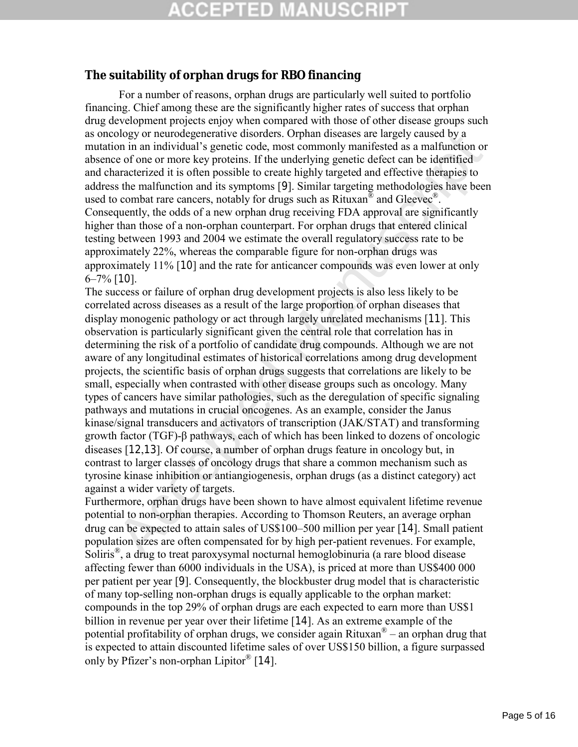## The suitability of orphan drugs for RBO financing

For a number of reasons, orphan drugs are particularly well suited to portfolio financing. Chief among these are the significantly higher rates of success that orphan drug development projects enjoy when compared with those of other disease groups such as oncology or neurodegenerative disorders. Orphan diseases are largely caused by a mutation in an individual's genetic code, most commonly manifested as a malfunction or absence of one or more key proteins. If the underlying genetic defect can be identified and characterized it is often possible to create highly targeted and effective therapies to address the malfunction and its symptoms [9]. Similar targeting methodologies have been used to combat rare cancers, notably for drugs such as Rituxan® and Gleevec®. Consequently, the odds of a new orphan drug receiving FDA approval are significantly higher than those of a non-orphan counterpart. For orphan drugs that entered clinical testing between 1993 and 2004 we estimate the overall regulatory success rate to be approximately 22%, whereas the comparable figure for non-orphan drugs was approximately 11% [10] and the rate for anticancer compounds was even lower at only 6–7% [10].

The success or failure of orphan drug development projects is also less likely to be correlated across diseases as a result of the large proportion of orphan diseases that display monogenic pathology or act through largely unrelated mechanisms [11]. This observation is particularly significant given the central role that correlation has in determining the risk of a portfolio of candidate drug compounds. Although we are not aware of any longitudinal estimates of historical correlations among drug development projects, the scientific basis of orphan drugs suggests that correlations are likely to be small, especially when contrasted with other disease groups such as oncology. Many types of cancers have similar pathologies, such as the deregulation of specific signaling pathways and mutations in crucial oncogenes. As an example, consider the Janus kinase/signal transducers and activators of transcription (JAK/STAT) and transforming growth factor (TGF)-β pathways, each of which has been linked to dozens of oncologic diseases [12,13]. Of course, a number of orphan drugs feature in oncology but, in contrast to larger classes of oncology drugs that share a common mechanism such as tyrosine kinase inhibition or antiangiogenesis, orphan drugs (as a distinct category) act against a wider variety of targets.

Furthermore, orphan drugs have been shown to have almost equivalent lifetime revenue potential to non-orphan therapies. According to Thomson Reuters, an average orphan drug can be expected to attain sales of US$100–500 million per year [14]. Small patient population sizes are often compensated for by high per-patient revenues. For example, Soliris®, a drug to treat paroxysymal nocturnal hemoglobinuria (a rare blood disease affecting fewer than 6000 individuals in the USA), is priced at more than US$400 000 per patient per year [9]. Consequently, the blockbuster drug model that is characteristic of many top-selling non-orphan drugs is equally applicable to the orphan market: compounds in the top 29% of orphan drugs are each expected to earn more than US$1 billion in revenue per year over their lifetime [14]. As an extreme example of the potential profitability of orphan drugs, we consider again Rituxan® – an orphan drug that is expected to attain discounted lifetime sales of over US$150 billion, a figure surpassed only by Pfizer's non-orphan Lipitor® [14].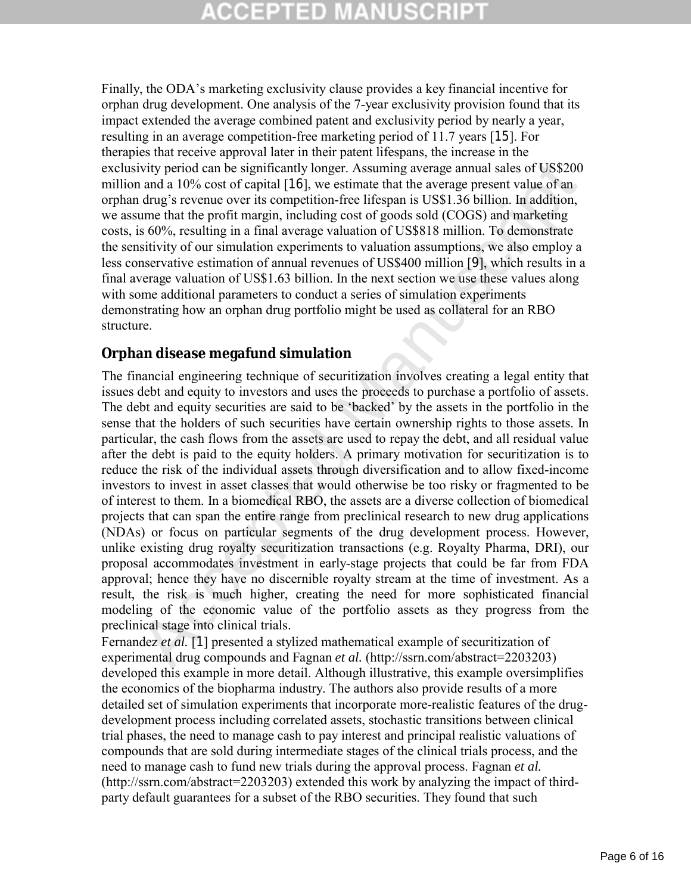Finally, the ODA's marketing exclusivity clause provides a key financial incentive for orphan drug development. One analysis of the 7-year exclusivity provision found that its impact extended the average combined patent and exclusivity period by nearly a year, resulting in an average competition-free marketing period of 11.7 years [15]. For therapies that receive approval later in their patent lifespans, the increase in the exclusivity period can be significantly longer. Assuming average annual sales of US$200 million and a 10% cost of capital [16], we estimate that the average present value of an orphan drug's revenue over its competition-free lifespan is US$1.36 billion. In addition, we assume that the profit margin, including cost of goods sold (COGS) and marketing costs, is 60%, resulting in a final average valuation of US$818 million. To demonstrate the sensitivity of our simulation experiments to valuation assumptions, we also employ a less conservative estimation of annual revenues of US$400 million [9], which results in a final average valuation of US$1.63 billion. In the next section we use these values along with some additional parameters to conduct a series of simulation experiments demonstrating how an orphan drug portfolio might be used as collateral for an RBO structure.

## Orphan disease megafund simulation

The financial engineering technique of securitization involves creating a legal entity that issues debt and equity to investors and uses the proceeds to purchase a portfolio of assets. The debt and equity securities are said to be 'backed' by the assets in the portfolio in the sense that the holders of such securities have certain ownership rights to those assets. In particular, the cash flows from the assets are used to repay the debt, and all residual value after the debt is paid to the equity holders. A primary motivation for securitization is to reduce the risk of the individual assets through diversification and to allow fixed-income investors to invest in asset classes that would otherwise be too risky or fragmented to be of interest to them. In a biomedical RBO, the assets are a diverse collection of biomedical projects that can span the entire range from preclinical research to new drug applications (NDAs) or focus on particular segments of the drug development process. However, unlike existing drug royalty securitization transactions (e.g. Royalty Pharma, DRI), our proposal accommodates investment in early-stage projects that could be far from FDA approval; hence they have no discernible royalty stream at the time of investment. As a result, the risk is much higher, creating the need for more sophisticated financial modeling of the economic value of the portfolio assets as they progress from the preclinical stage into clinical trials.

Fernandez *et al.* [1] presented a stylized mathematical example of securitization of experimental drug compounds and Fagnan *et al.* (http://ssrn.com/abstract=2203203) developed this example in more detail. Although illustrative, this example oversimplifies the economics of the biopharma industry. The authors also provide results of a more detailed set of simulation experiments that incorporate more-realistic features of the drug-development process including correlated assets, stochastic transitions between clinical trial phases, the need to manage cash to pay interest and principal realistic valuations of compounds that are sold during intermediate stages of the clinical trials process, and the need to manage cash to fund new trials during the approval process. Fagnan *et al.* (http://ssrn.com/abstract=2203203) extended this work by analyzing the impact of third-party default guarantees for a subset of the RBO securities. They found that such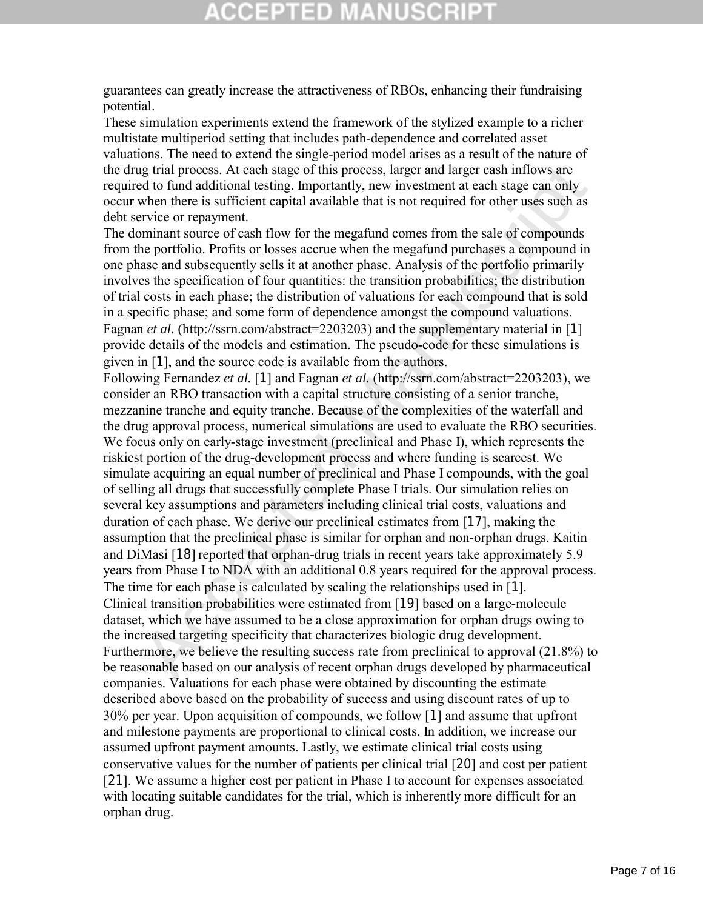guarantees can greatly increase the attractiveness of RBOs, enhancing their fundraising potential.

These simulation experiments extend the framework of the stylized example to a richer multistate multiperiod setting that includes path-dependence and correlated asset valuations. The need to extend the single-period model arises as a result of the nature of the drug trial process. At each stage of this process, larger and larger cash inflows are required to fund additional testing. Importantly, new investment at each stage can only occur when there is sufficient capital available that is not required for other uses such as debt service or repayment.

The dominant source of cash flow for the megafund comes from the sale of compounds from the portfolio. Profits or losses accrue when the megafund purchases a compound in one phase and subsequently sells it at another phase. Analysis of the portfolio primarily involves the specification of four quantities: the transition probabilities; the distribution of trial costs in each phase; the distribution of valuations for each compound that is sold in a specific phase; and some form of dependence amongst the compound valuations. Fagnan *et al.* (http://ssrn.com/abstract=2203203) and the supplementary material in [1] provide details of the models and estimation. The pseudo-code for these simulations is given in [1], and the source code is available from the authors.

Following Fernandez *et al.* [1] and Fagnan *et al.* (http://ssrn.com/abstract=2203203), we consider an RBO transaction with a capital structure consisting of a senior tranche, mezzanine tranche and equity tranche. Because of the complexities of the waterfall and the drug approval process, numerical simulations are used to evaluate the RBO securities. We focus only on early-stage investment (preclinical and Phase I), which represents the riskiest portion of the drug-development process and where funding is scarcest. We simulate acquiring an equal number of preclinical and Phase I compounds, with the goal of selling all drugs that successfully complete Phase I trials. Our simulation relies on several key assumptions and parameters including clinical trial costs, valuations and duration of each phase. We derive our preclinical estimates from [17], making the assumption that the preclinical phase is similar for orphan and non-orphan drugs. Kaitin and DiMasi [18] reported that orphan-drug trials in recent years take approximately 5.9 years from Phase I to NDA with an additional 0.8 years required for the approval process. The time for each phase is calculated by scaling the relationships used in [1].

Clinical transition probabilities were estimated from [19] based on a large-molecule dataset, which we have assumed to be a close approximation for orphan drugs owing to the increased targeting specificity that characterizes biologic drug development. Furthermore, we believe the resulting success rate from preclinical to approval (21.8%) to be reasonable based on our analysis of recent orphan drugs developed by pharmaceutical companies. Valuations for each phase were obtained by discounting the estimate described above based on the probability of success and using discount rates of up to 30% per year. Upon acquisition of compounds, we follow [1] and assume that upfront and milestone payments are proportional to clinical costs. In addition, we increase our assumed upfront payment amounts. Lastly, we estimate clinical trial costs using conservative values for the number of patients per clinical trial [20] and cost per patient [21]. We assume a higher cost per patient in Phase I to account for expenses associated with locating suitable candidates for the trial, which is inherently more difficult for an orphan drug.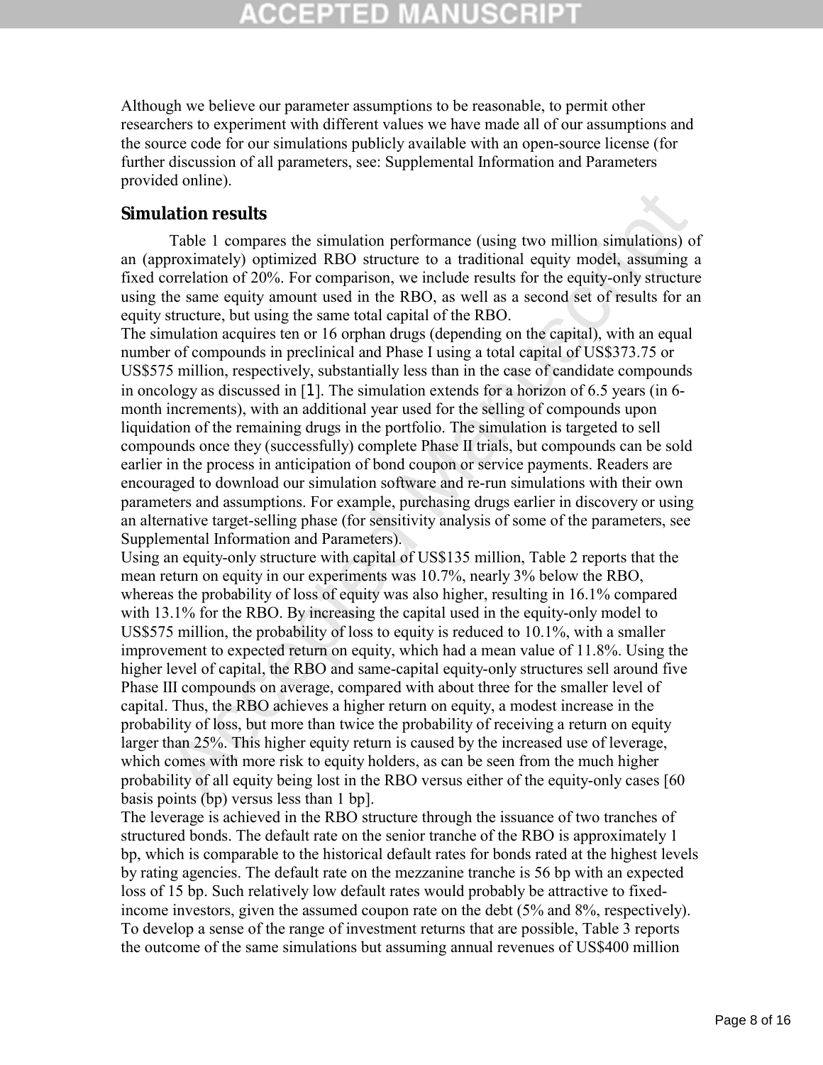Although we believe our parameter assumptions to be reasonable, to permit other researchers to experiment with different values we have made all of our assumptions and the source code for our simulations publicly available with an open-source license (for further discussion of all parameters, see: Supplemental Information and Parameters provided online).

## Simulation results

Table 1 compares the simulation performance (using two million simulations) of an (approximately) optimized RBO structure to a traditional equity model, assuming a fixed correlation of 20%. For comparison, we include results for the equity-only structure using the same equity amount used in the RBO, as well as a second set of results for an equity structure, but using the same total capital of the RBO.

The simulation acquires ten or 16 orphan drugs (depending on the capital), with an equal number of compounds in preclinical and Phase I using a total capital of US$373.75 or US$575 million, respectively, substantially less than in the case of candidate compounds in oncology as discussed in [1]. The simulation extends for a horizon of 6.5 years (in 6-month increments), with an additional year used for the selling of compounds upon liquidation of the remaining drugs in the portfolio. The simulation is targeted to sell compounds once they (successfully) complete Phase II trials, but compounds can be sold earlier in the process in anticipation of bond coupon or service payments. Readers are encouraged to download our simulation software and re-run simulations with their own parameters and assumptions. For example, purchasing drugs earlier in discovery or using an alternative target-selling phase (for sensitivity analysis of some of the parameters, see Supplemental Information and Parameters).

Using an equity-only structure with capital of US$135 million, Table 2 reports that the mean return on equity in our experiments was 10.7%, nearly 3% below the RBO, whereas the probability of loss of equity was also higher, resulting in 16.1% compared with 13.1% for the RBO. By increasing the capital used in the equity-only model to US$575 million, the probability of loss to equity is reduced to 10.1%, with a smaller improvement to expected return on equity, which had a mean value of 11.8%. Using the higher level of capital, the RBO and same-capital equity-only structures sell around five Phase III compounds on average, compared with about three for the smaller level of capital. Thus, the RBO achieves a higher return on equity, a modest increase in the probability of loss, but more than twice the probability of receiving a return on equity larger than 25%. This higher equity return is caused by the increased use of leverage, which comes with more risk to equity holders, as can be seen from the much higher probability of all equity being lost in the RBO versus either of the equity-only cases [60 basis points (bp) versus less than 1 bp].

The leverage is achieved in the RBO structure through the issuance of two tranches of structured bonds. The default rate on the senior tranche of the RBO is approximately 1 bp, which is comparable to the historical default rates for bonds rated at the highest levels by rating agencies. The default rate on the mezzanine tranche is 56 bp with an expected loss of 15 bp. Such relatively low default rates would probably be attractive to fixed-income investors, given the assumed coupon rate on the debt (5% and 8%, respectively).

To develop a sense of the range of investment returns that are possible, Table 3 reports the outcome of the same simulations but assuming annual revenues of US$400 million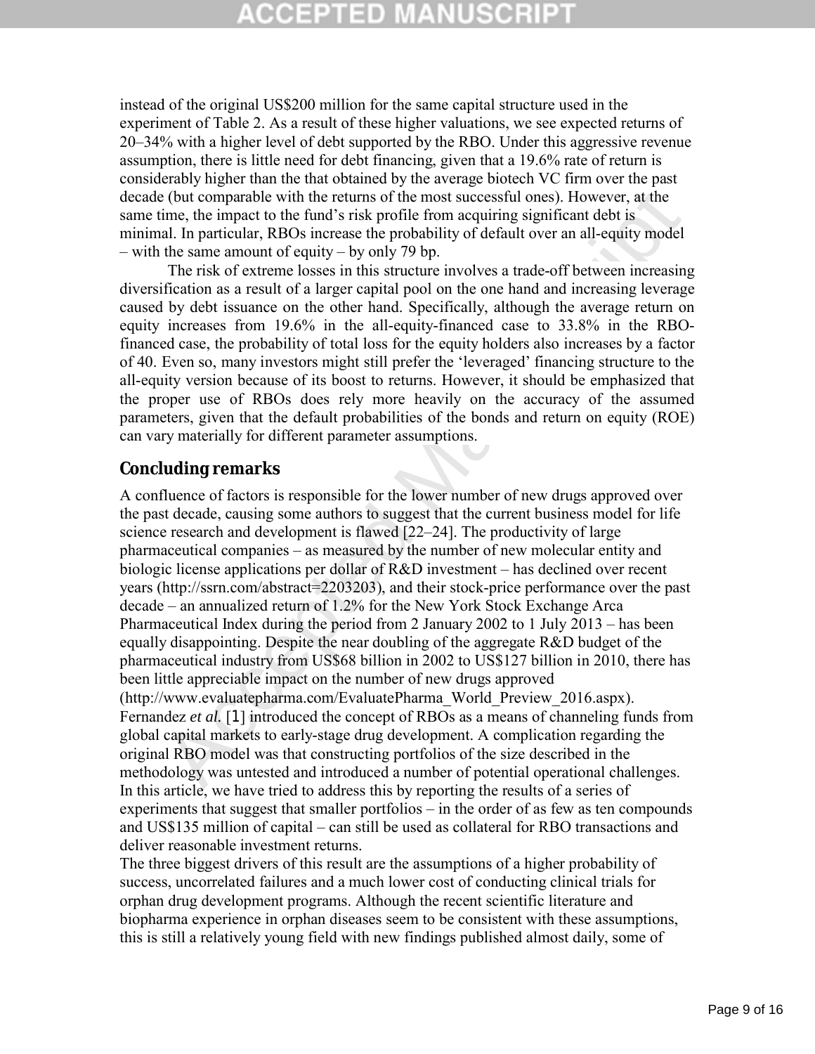instead of the original US$200 million for the same capital structure used in the experiment of Table 2. As a result of these higher valuations, we see expected returns of 20–34% with a higher level of debt supported by the RBO. Under this aggressive revenue assumption, there is little need for debt financing, given that a 19.6% rate of return is considerably higher than the that obtained by the average biotech VC firm over the past decade (but comparable with the returns of the most successful ones). However, at the same time, the impact to the fund's risk profile from acquiring significant debt is minimal. In particular, RBOs increase the probability of default over an all-equity model – with the same amount of equity – by only 79 bp.

The risk of extreme losses in this structure involves a trade-off between increasing diversification as a result of a larger capital pool on the one hand and increasing leverage caused by debt issuance on the other hand. Specifically, although the average return on equity increases from 19.6% in the all-equity-financed case to 33.8% in the RBO-financed case, the probability of total loss for the equity holders also increases by a factor of 40. Even so, many investors might still prefer the 'leveraged' financing structure to the all-equity version because of its boost to returns. However, it should be emphasized that the proper use of RBOs does rely more heavily on the accuracy of the assumed parameters, given that the default probabilities of the bonds and return on equity (ROE) can vary materially for different parameter assumptions.

## Concluding remarks

A confluence of factors is responsible for the lower number of new drugs approved over the past decade, causing some authors to suggest that the current business model for life science research and development is flawed [22–24]. The productivity of large pharmaceutical companies – as measured by the number of new molecular entity and biologic license applications per dollar of R&D investment – has declined over recent years (http://ssrn.com/abstract=2203203), and their stock-price performance over the past decade – an annualized return of 1.2% for the New York Stock Exchange Arca Pharmaceutical Index during the period from 2 January 2002 to 1 July 2013 – has been equally disappointing. Despite the near doubling of the aggregate R&D budget of the pharmaceutical industry from US$68 billion in 2002 to US$127 billion in 2010, there has been little appreciable impact on the number of new drugs approved (http://www.evaluatepharma.com/EvaluatePharma_World_Preview_2016.aspx). Fernandez *et al.* [1] introduced the concept of RBOs as a means of channeling funds from global capital markets to early-stage drug development. A complication regarding the original RBO model was that constructing portfolios of the size described in the methodology was untested and introduced a number of potential operational challenges. In this article, we have tried to address this by reporting the results of a series of experiments that suggest that smaller portfolios – in the order of as few as ten compounds and US$135 million of capital – can still be used as collateral for RBO transactions and deliver reasonable investment returns.

The three biggest drivers of this result are the assumptions of a higher probability of success, uncorrelated failures and a much lower cost of conducting clinical trials for orphan drug development programs. Although the recent scientific literature and biopharma experience in orphan diseases seem to be consistent with these assumptions, this is still a relatively young field with new findings published almost daily, some of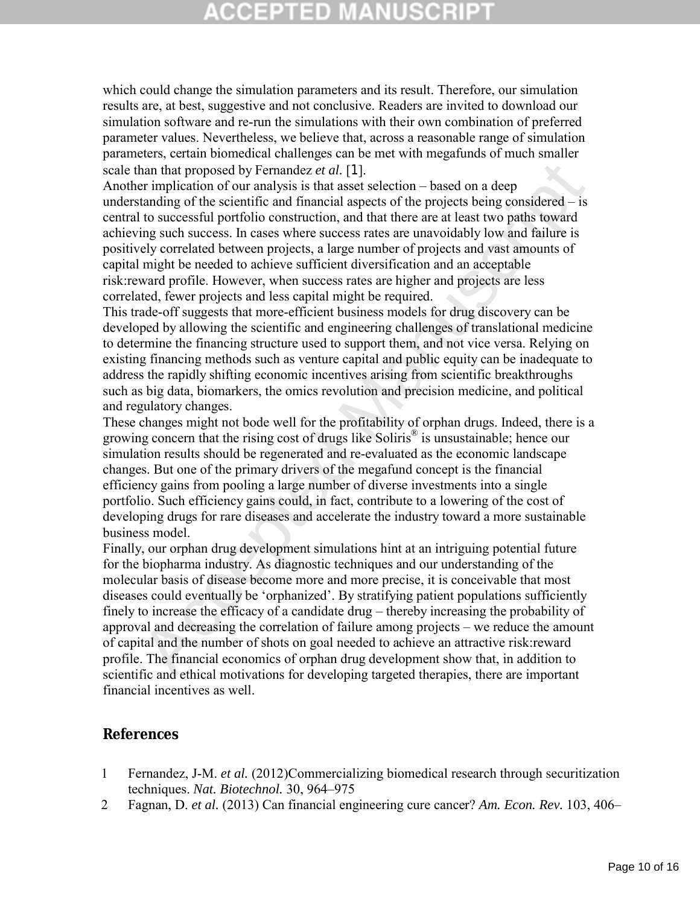which could change the simulation parameters and its result. Therefore, our simulation results are, at best, suggestive and not conclusive. Readers are invited to download our simulation software and re-run the simulations with their own combination of preferred parameter values. Nevertheless, we believe that, across a reasonable range of simulation parameters, certain biomedical challenges can be met with megafunds of much smaller scale than that proposed by Fernandez *et al.* [1].

Another implication of our analysis is that asset selection – based on a deep understanding of the scientific and financial aspects of the projects being considered – is central to successful portfolio construction, and that there are at least two paths toward achieving such success. In cases where success rates are unavoidably low and failure is positively correlated between projects, a large number of projects and vast amounts of capital might be needed to achieve sufficient diversification and an acceptable risk:reward profile. However, when success rates are higher and projects are less correlated, fewer projects and less capital might be required.

This trade-off suggests that more-efficient business models for drug discovery can be developed by allowing the scientific and engineering challenges of translational medicine to determine the financing structure used to support them, and not vice versa. Relying on existing financing methods such as venture capital and public equity can be inadequate to address the rapidly shifting economic incentives arising from scientific breakthroughs such as big data, biomarkers, the omics revolution and precision medicine, and political and regulatory changes.

These changes might not bode well for the profitability of orphan drugs. Indeed, there is a growing concern that the rising cost of drugs like Soliris® is unsustainable; hence our simulation results should be regenerated and re-evaluated as the economic landscape changes. But one of the primary drivers of the megafund concept is the financial efficiency gains from pooling a large number of diverse investments into a single portfolio. Such efficiency gains could, in fact, contribute to a lowering of the cost of developing drugs for rare diseases and accelerate the industry toward a more sustainable business model.

Finally, our orphan drug development simulations hint at an intriguing potential future for the biopharma industry. As diagnostic techniques and our understanding of the molecular basis of disease become more and more precise, it is conceivable that most diseases could eventually be 'orphanized'. By stratifying patient populations sufficiently finely to increase the efficacy of a candidate drug – thereby increasing the probability of approval and decreasing the correlation of failure among projects – we reduce the amount of capital and the number of shots on goal needed to achieve an attractive risk:reward profile. The financial economics of orphan drug development show that, in addition to scientific and ethical motivations for developing targeted therapies, there are important financial incentives as well.

## References

1. Fernandez, J-M. *et al.* (2012)Commercializing biomedical research through securitization techniques. *Nat. Biotechnol.* 30, 964–975
2. Fagnan, D. *et al.* (2013) Can financial engineering cure cancer? *Am. Econ. Rev.* 103, 406–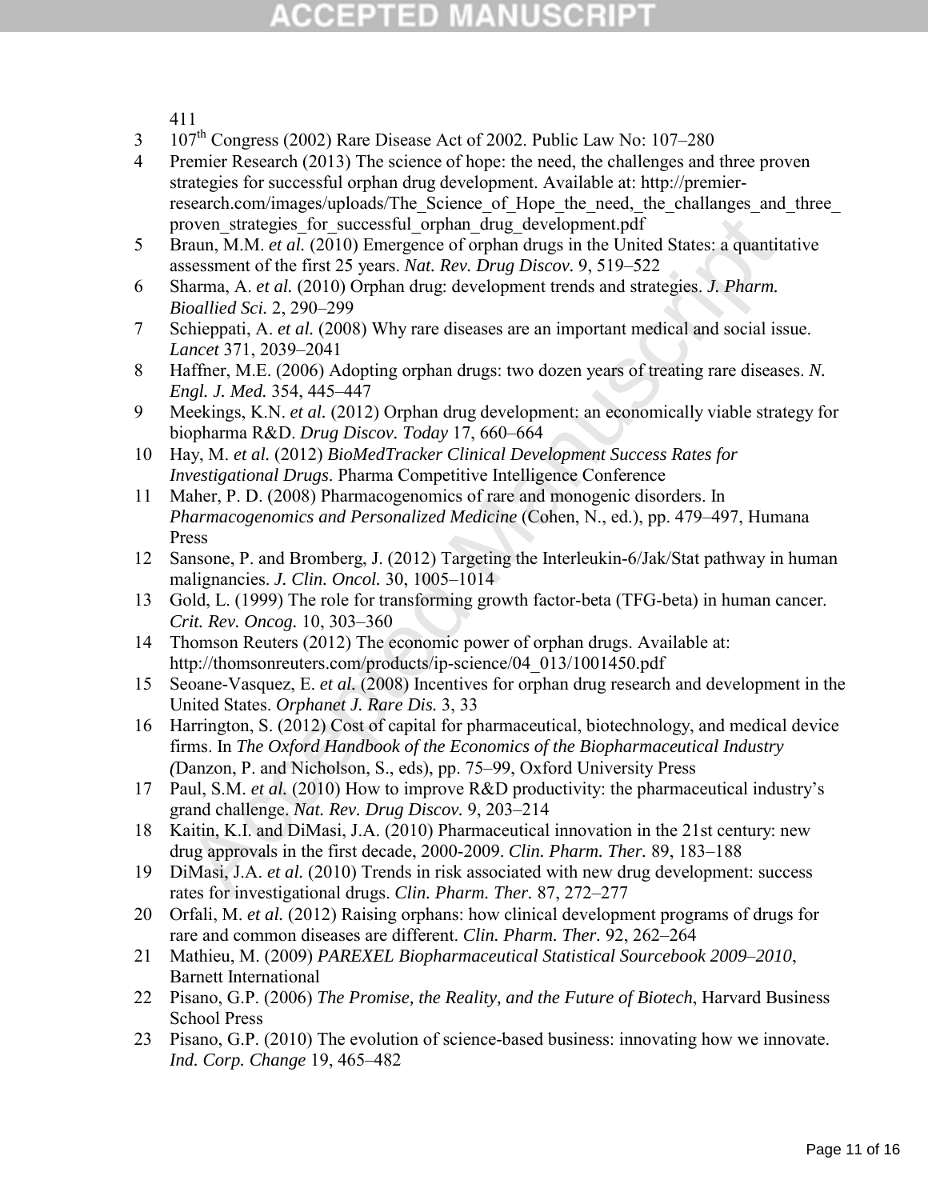411

3 107[th] Congress (2002) Rare Disease Act of 2002. Public Law No: 107–280

4 Premier Research (2013) The science of hope: the need, the challenges and three proven strategies for successful orphan drug development. Available at: http://premier-research.com/images/uploads/The_Science_of_Hope_the_need,_the_challanges_and_three_proven_strategies_for_successful_orphan_drug_development.pdf

5 Braun, M.M. *et al.* (2010) Emergence of orphan drugs in the United States: a quantitative assessment of the first 25 years. *Nat. Rev. Drug Discov.* 9, 519–522

6 Sharma, A. *et al.* (2010) Orphan drug: development trends and strategies. *J. Pharm. Bioallied Sci.* 2, 290–299

7 Schieppati, A. *et al.* (2008) Why rare diseases are an important medical and social issue. *Lancet* 371, 2039–2041

8 Haffner, M.E. (2006) Adopting orphan drugs: two dozen years of treating rare diseases. *N. Engl. J. Med.* 354, 445–447

9 Meekings, K.N. *et al.* (2012) Orphan drug development: an economically viable strategy for biopharma R&D. *Drug Discov. Today* 17, 660–664

10 Hay, M. *et al.* (2012) *BioMedTracker Clinical Development Success Rates for Investigational Drugs*. Pharma Competitive Intelligence Conference

11 Maher, P. D. (2008) Pharmacogenomics of rare and monogenic disorders. In *Pharmacogenomics and Personalized Medicine* (Cohen, N., ed.), pp. 479–497, Humana Press

12 Sansone, P. and Bromberg, J. (2012) Targeting the Interleukin-6/Jak/Stat pathway in human malignancies. *J. Clin. Oncol.* 30, 1005–1014

13 Gold, L. (1999) The role for transforming growth factor-beta (TFG-beta) in human cancer. *Crit. Rev. Oncog.* 10, 303–360

14 Thomson Reuters (2012) The economic power of orphan drugs. Available at: http://thomsonreuters.com/products/ip-science/04_013/1001450.pdf

15 Seoane-Vasquez, E. *et al.* (2008) Incentives for orphan drug research and development in the United States. *Orphanet J. Rare Dis.* 3, 33

16 Harrington, S. (2012) Cost of capital for pharmaceutical, biotechnology, and medical device firms. In *The Oxford Handbook of the Economics of the Biopharmaceutical Industry (*Danzon, P. and Nicholson, S., eds), pp. 75–99, Oxford University Press

17 Paul, S.M. *et al.* (2010) How to improve R&D productivity: the pharmaceutical industry's grand challenge. *Nat. Rev. Drug Discov.* 9, 203–214

18 Kaitin, K.I. and DiMasi, J.A. (2010) Pharmaceutical innovation in the 21st century: new drug approvals in the first decade, 2000-2009. *Clin. Pharm. Ther.* 89, 183–188

19 DiMasi, J.A. *et al.* (2010) Trends in risk associated with new drug development: success rates for investigational drugs. *Clin. Pharm. Ther.* 87, 272–277

20 Orfali, M. *et al.* (2012) Raising orphans: how clinical development programs of drugs for rare and common diseases are different. *Clin. Pharm. Ther.* 92, 262–264

21 Mathieu, M. (2009) *PAREXEL Biopharmaceutical Statistical Sourcebook 2009–2010*, Barnett International

22 Pisano, G.P. (2006) *The Promise, the Reality, and the Future of Biotech*, Harvard Business School Press

23 Pisano, G.P. (2010) The evolution of science-based business: innovating how we innovate. *Ind. Corp. Change* 19, 465–482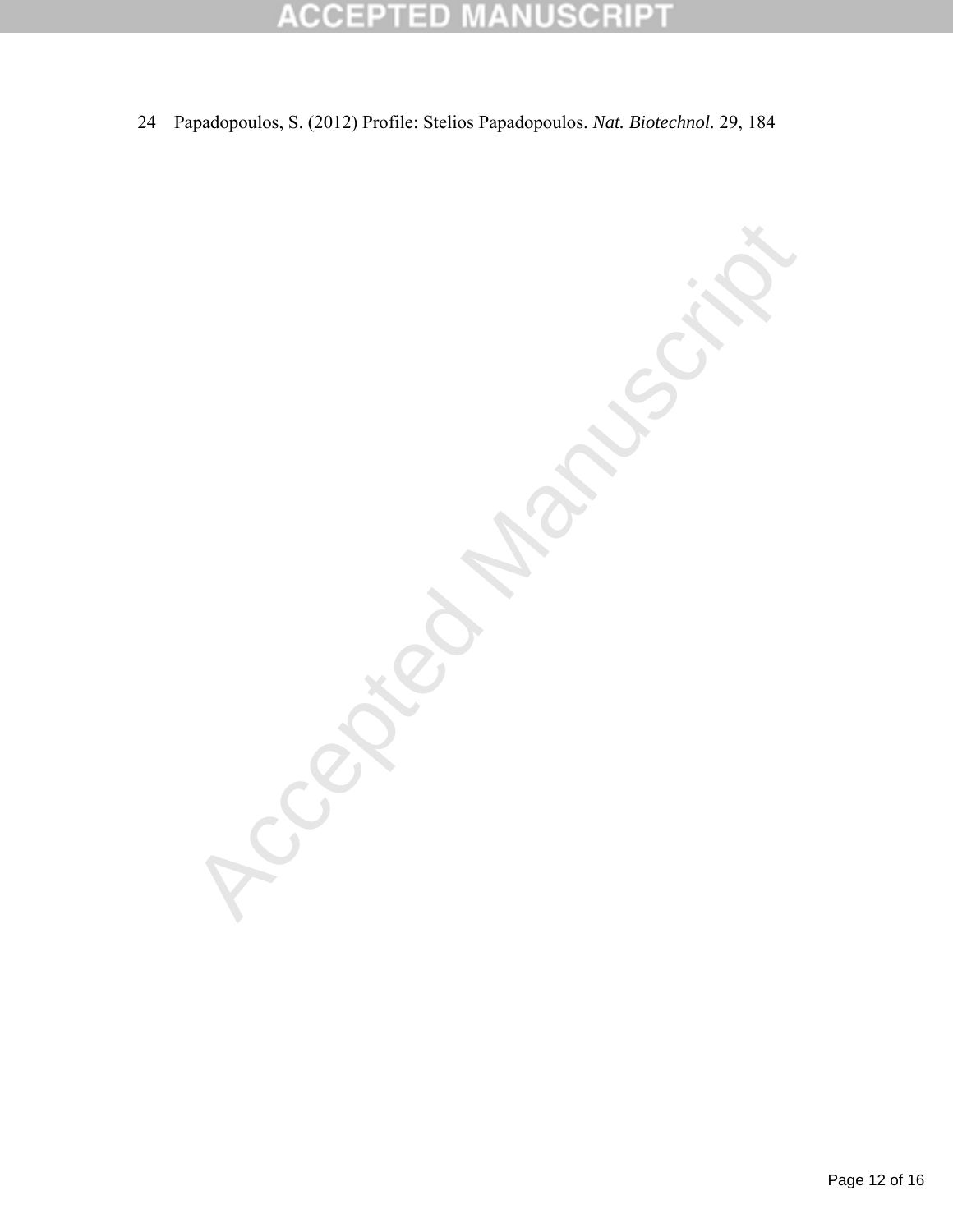24 Papadopoulos, S. (2012) Profile: Stelios Papadopoulos. *Nat. Biotechnol.* 29, 184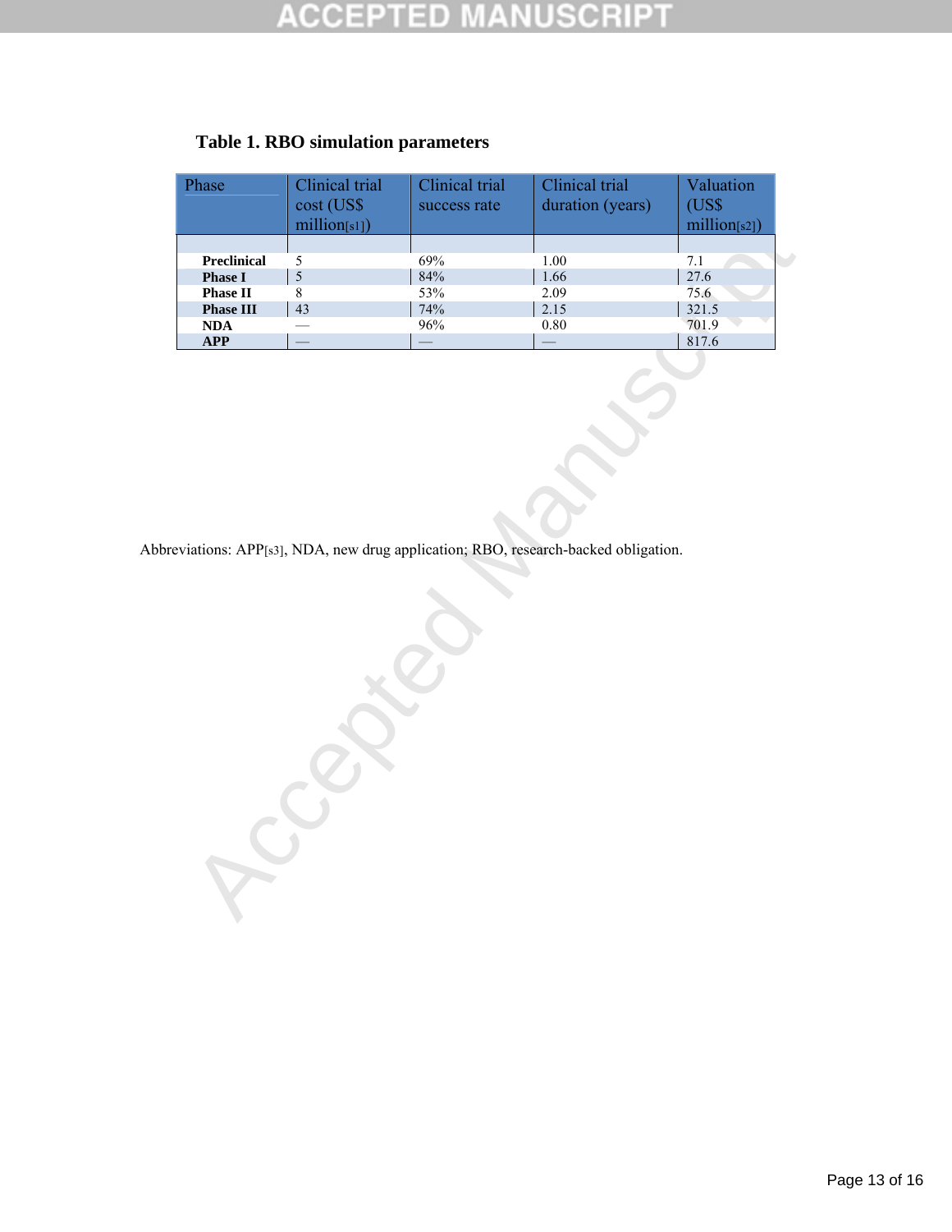**Table 1. RBO simulation parameters**

| Phase | Clinical trial cost (US$ million[s1]) | Clinical trial success rate | Clinical trial duration (years) | Valuation (US$ million[s2]) |
|---|---|---|---|---|
| **Preclinical** | 5 | 69% | 1.00 | 7.1 |
| **Phase I** | 5 | 84% | 1.66 | 27.6 |
| **Phase II** | 8 | 53% | 2.09 | 75.6 |
| **Phase III** | 43 | 74% | 2.15 | 321.5 |
| **NDA** | — | 96% | 0.80 | 701.9 |
| **APP** | — | — | — | 817.6 |

Abbreviations: APP[s3], NDA, new drug application; RBO, research-backed obligation.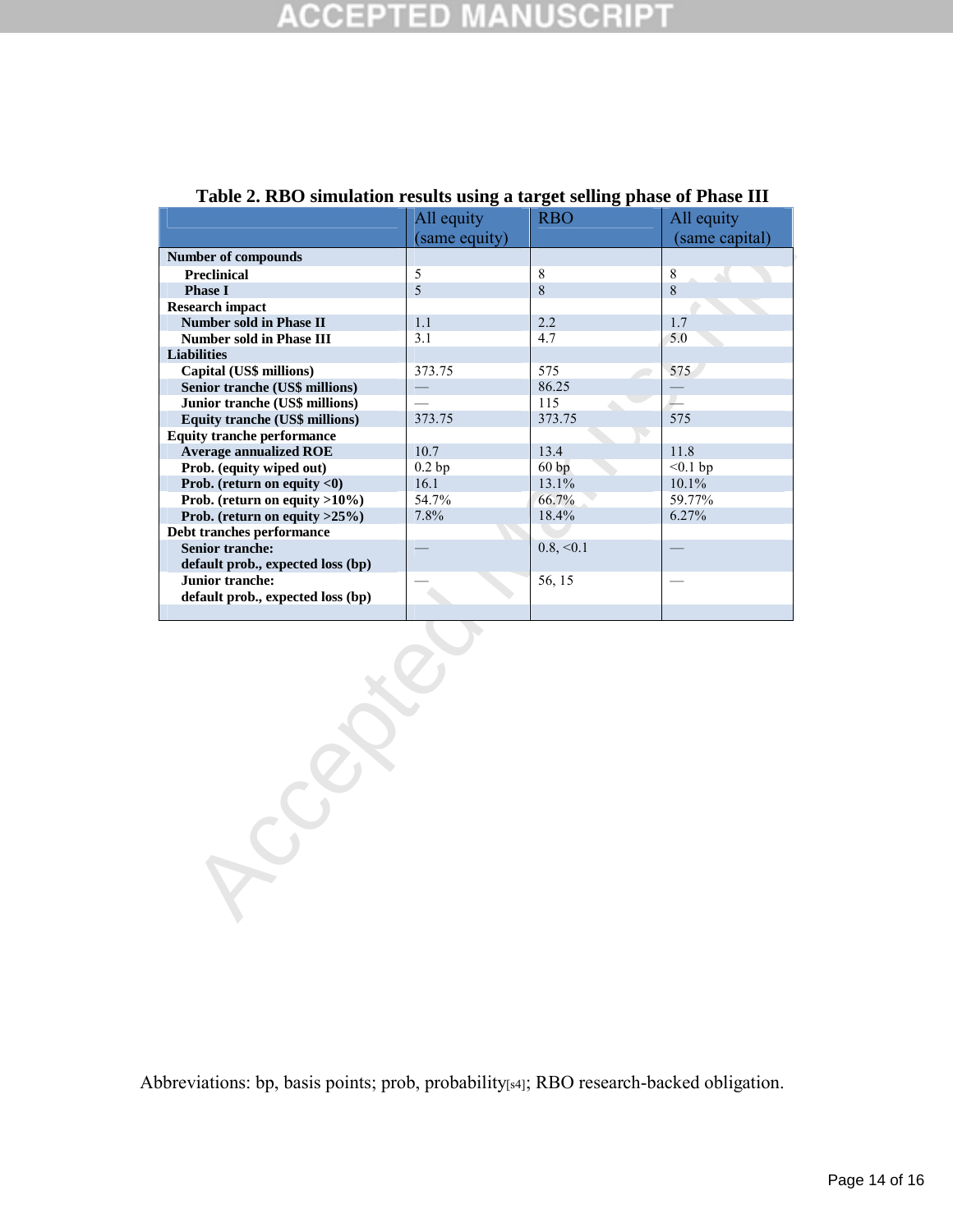**Table 2. RBO simulation results using a target selling phase of Phase III**

| | All equity (same equity) | RBO | All equity (same capital) |
|---|---|---|---|
| **Number of compounds** | | | |
| **Preclinical** | 5 | 8 | 8 |
| **Phase I** | 5 | 8 | 8 |
| **Research impact** | | | |
| **Number sold in Phase II** | 1.1 | 2.2 | 1.7 |
| **Number sold in Phase III** | 3.1 | 4.7 | 5.0 |
| **Liabilities** | | | |
| **Capital (US$ millions)** | 373.75 | 575 | 575 |
| **Senior tranche (US$ millions)** | — | 86.25 | — |
| **Junior tranche (US$ millions)** | — | 115 | — |
| **Equity tranche (US$ millions)** | 373.75 | 373.75 | 575 |
| **Equity tranche performance** | | | |
| **Average annualized ROE** | 10.7 | 13.4 | 11.8 |
| **Prob. (equity wiped out)** | 0.2 bp | 60 bp | <0.1 bp |
| **Prob. (return on equity <0)** | 16.1 | 13.1% | 10.1% |
| **Prob. (return on equity >10%)** | 54.7% | 66.7% | 59.77% |
| **Prob. (return on equity >25%)** | 7.8% | 18.4% | 6.27% |
| **Debt tranches performance** | | | |
| **Senior tranche: default prob., expected loss (bp)** | — | 0.8, <0.1 | — |
| **Junior tranche: default prob., expected loss (bp)** | — | 56, 15 | — |

Abbreviations: bp, basis points; prob, probability[s4]; RBO research-backed obligation.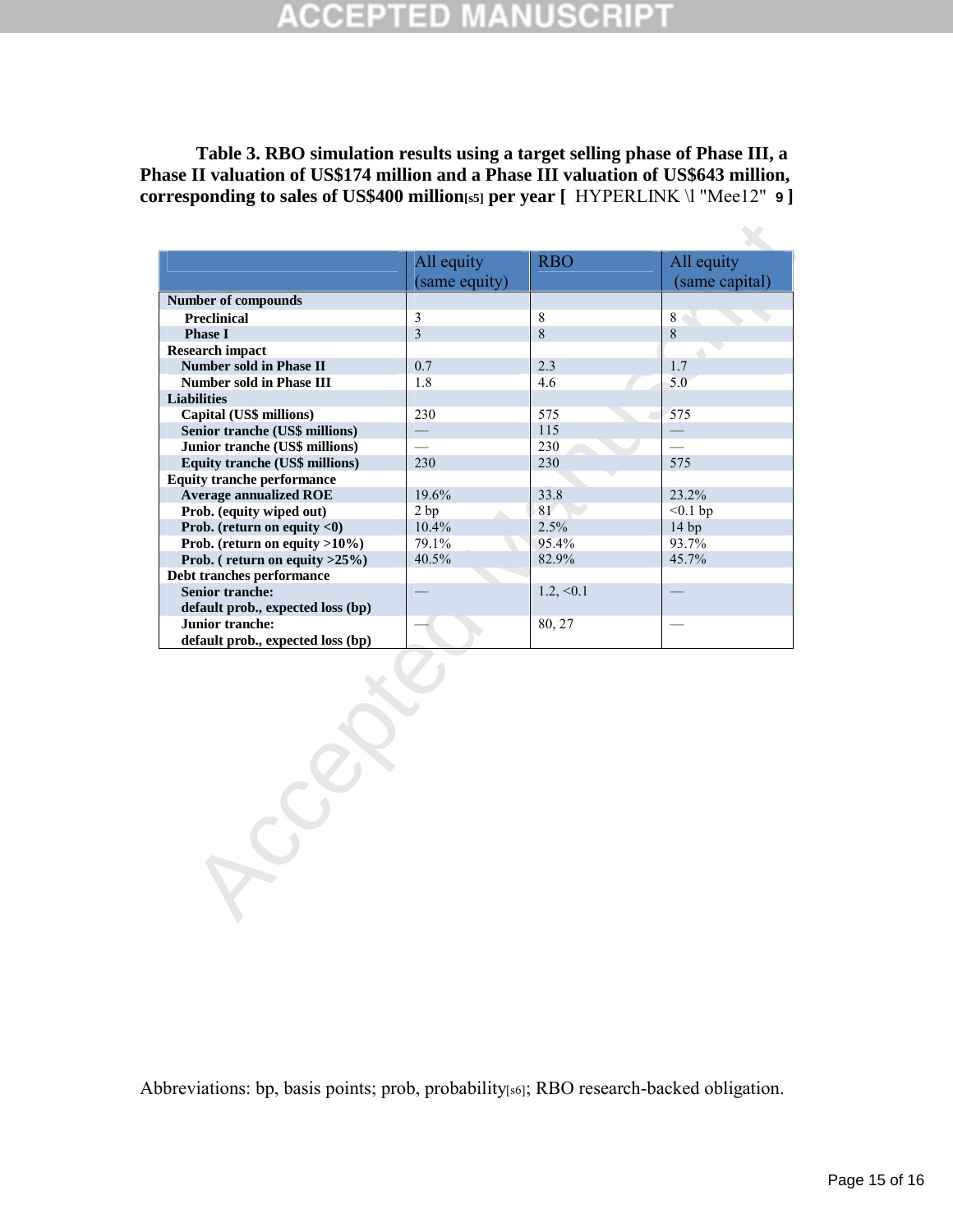**Table 3. RBO simulation results using a target selling phase of Phase III, a Phase II valuation of US$174 million and a Phase III valuation of US$643 million, corresponding to sales of US$400 million[s5] per year [ HYPERLINK \l "Mee12" 9 ]**

| | All equity (same equity) | RBO | All equity (same capital) |
|---|---|---|---|
| **Number of compounds** | | | |
| **Preclinical** | 3 | 8 | 8 |
| **Phase I** | 3 | 8 | 8 |
| **Research impact** | | | |
| **Number sold in Phase II** | 0.7 | 2.3 | 1.7 |
| **Number sold in Phase III** | 1.8 | 4.6 | 5.0 |
| **Liabilities** | | | |
| **Capital (US$ millions)** | 230 | 575 | 575 |
| **Senior tranche (US$ millions)** | — | 115 | — |
| **Junior tranche (US$ millions)** | — | 230 | — |
| **Equity tranche (US$ millions)** | 230 | 230 | 575 |
| **Equity tranche performance** | | | |
| **Average annualized ROE** | 19.6% | 33.8 | 23.2% |
| **Prob. (equity wiped out)** | 2 bp | 81 | <0.1 bp |
| **Prob. (return on equity <0)** | 10.4% | 2.5% | 14 bp |
| **Prob. (return on equity >10%)** | 79.1% | 95.4% | 93.7% |
| **Prob. ( return on equity >25%)** | 40.5% | 82.9% | 45.7% |
| **Debt tranches performance** | | | |
| **Senior tranche: default prob., expected loss (bp)** | — | 1.2, <0.1 | — |
| **Junior tranche: default prob., expected loss (bp)** | — | 80, 27 | — |

Abbreviations: bp, basis points; prob, probability[s6]; RBO research-backed obligation.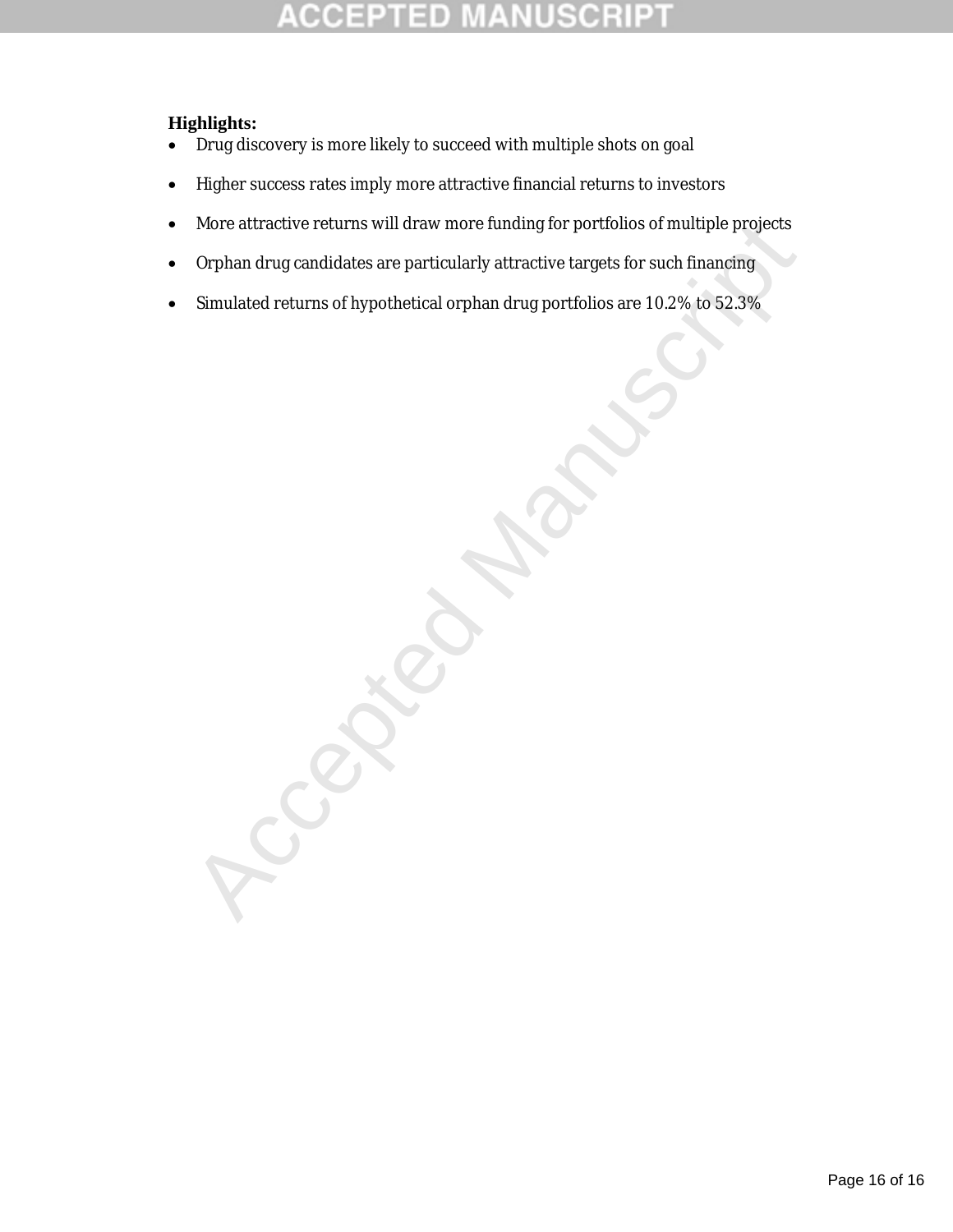**Highlights:**

- Drug discovery is more likely to succeed with multiple shots on goal
- Higher success rates imply more attractive financial returns to investors
- More attractive returns will draw more funding for portfolios of multiple projects
- Orphan drug candidates are particularly attractive targets for such financing
- Simulated returns of hypothetical orphan drug portfolios are 10.2% to 52.3%